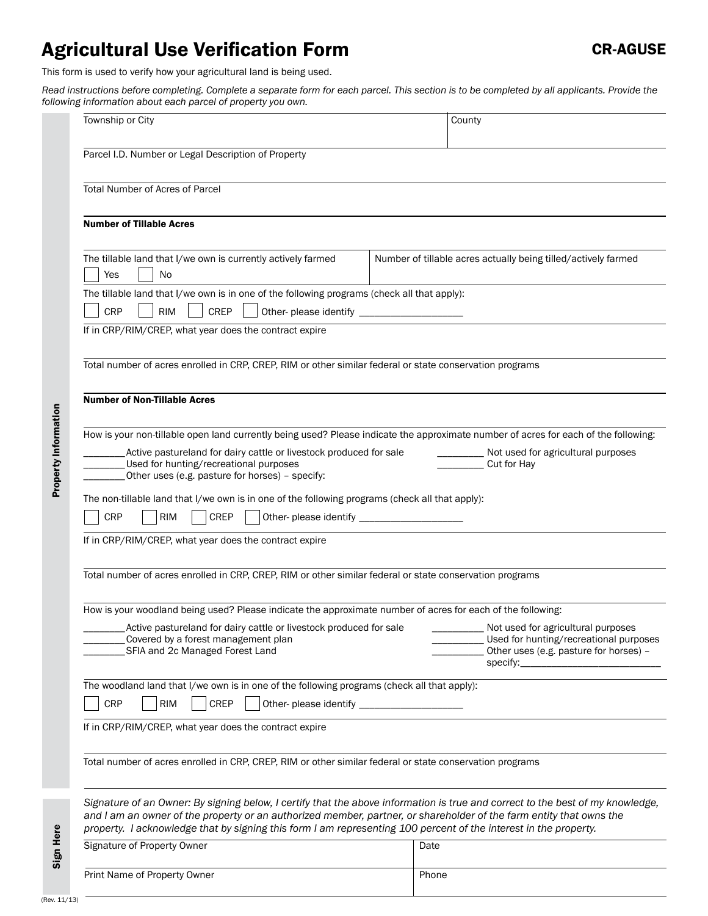# Agricultural Use Verification Form

**CR-AGUSE**

This form is used to verify how your agricultural land is being used.

*Read instructions before completing. Complete a separate form for each parcel. This section is to be completed by all applicants. Provide the following information about each parcel of property you own.*

**Property Information**

| Township or City | County |
|---|---|
| | |

Parcel I.D. Number or Legal Description of Property

Total Number of Acres of Parcel

**Number of Tillable Acres**

| The tillable land that I/we own is currently actively farmed | Number of tillable acres actually being tilled/actively farmed |
|---|---|
| ☐ Yes ☐ No | |

The tillable land that I/we own is in one of the following programs (check all that apply):

☐ CRP ☐ RIM ☐ CREP ☐ Other- please identify ____________________

If in CRP/RIM/CREP, what year does the contract expire

Total number of acres enrolled in CRP, CREP, RIM or other similar federal or state conservation programs

**Number of Non-Tillable Acres**

How is your non-tillable open land currently being used? Please indicate the approximate number of acres for each of the following:

________Active pastureland for dairy cattle or livestock produced for sale
________Used for hunting/recreational purposes
________Other uses (e.g. pasture for horses) – specify:
_________ Not used for agricultural purposes
_________ Cut for Hay

The non-tillable land that I/we own is in one of the following programs (check all that apply):

☐ CRP ☐ RIM ☐ CREP ☐ Other- please identify ____________________

If in CRP/RIM/CREP, what year does the contract expire

Total number of acres enrolled in CRP, CREP, RIM or other similar federal or state conservation programs

How is your woodland being used? Please indicate the approximate number of acres for each of the following:

________Active pastureland for dairy cattle or livestock produced for sale
________Covered by a forest management plan
________SFIA and 2c Managed Forest Land
__________ Not used for agricultural purposes
__________ Used for hunting/recreational purposes
__________ Other uses (e.g. pasture for horses) – specify:___________________________

The woodland land that I/we own is in one of the following programs (check all that apply):

☐ CRP ☐ RIM ☐ CREP ☐ Other- please identify ____________________

If in CRP/RIM/CREP, what year does the contract expire

Total number of acres enrolled in CRP, CREP, RIM or other similar federal or state conservation programs

**Sign Here**

*Signature of an Owner: By signing below, I certify that the above information is true and correct to the best of my knowledge, and I am an owner of the property or an authorized member, partner, or shareholder of the farm entity that owns the property. I acknowledge that by signing this form I am representing 100 percent of the interest in the property.*

| Signature of Property Owner | Date |
|---|---|
| **Print Name of Property Owner** | **Phone** |

(Rev. 11/13)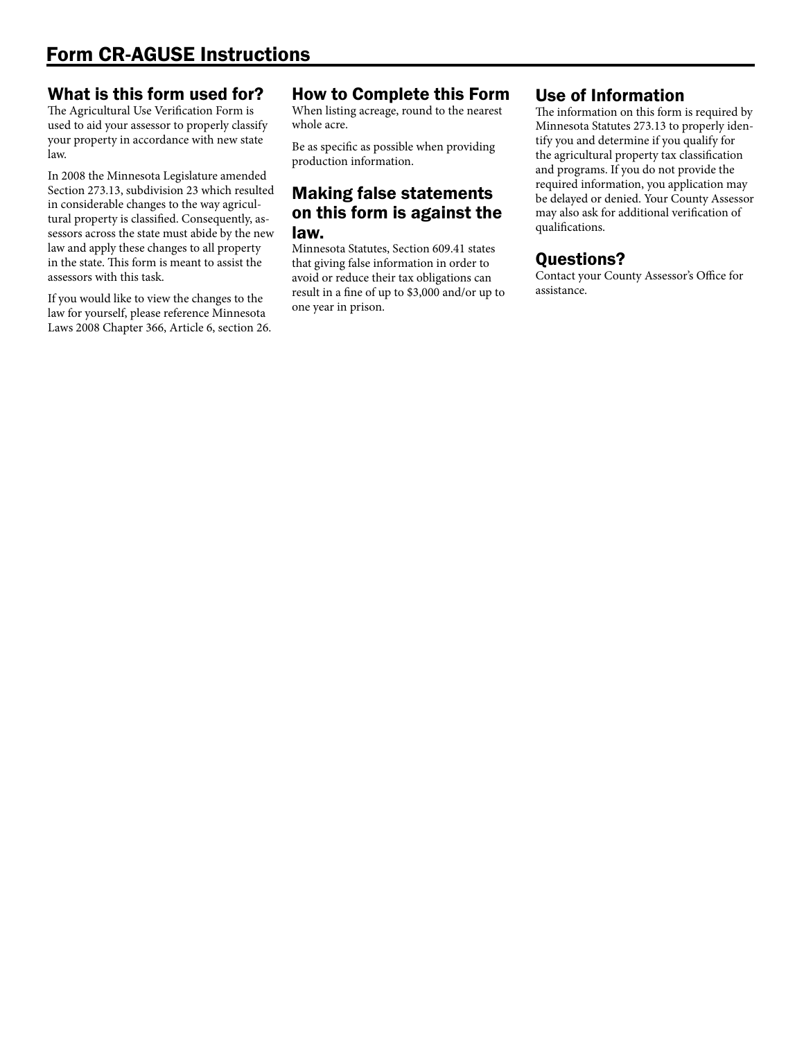# Form CR-AGUSE Instructions

## What is this form used for?

The Agricultural Use Verification Form is used to aid your assessor to properly classify your property in accordance with new state law.

In 2008 the Minnesota Legislature amended Section 273.13, subdivision 23 which resulted in considerable changes to the way agricultural property is classified. Consequently, assessors across the state must abide by the new law and apply these changes to all property in the state. This form is meant to assist the assessors with this task.

If you would like to view the changes to the law for yourself, please reference Minnesota Laws 2008 Chapter 366, Article 6, section 26.

## How to Complete this Form

When listing acreage, round to the nearest whole acre.

Be as specific as possible when providing production information.

## Making false statements on this form is against the law.

Minnesota Statutes, Section 609.41 states that giving false information in order to avoid or reduce their tax obligations can result in a fine of up to $3,000 and/or up to one year in prison.

## Use of Information

The information on this form is required by Minnesota Statutes 273.13 to properly identify you and determine if you qualify for the agricultural property tax classification and programs. If you do not provide the required information, you application may be delayed or denied. Your County Assessor may also ask for additional verification of qualifications.

## Questions?

Contact your County Assessor's Office for assistance.